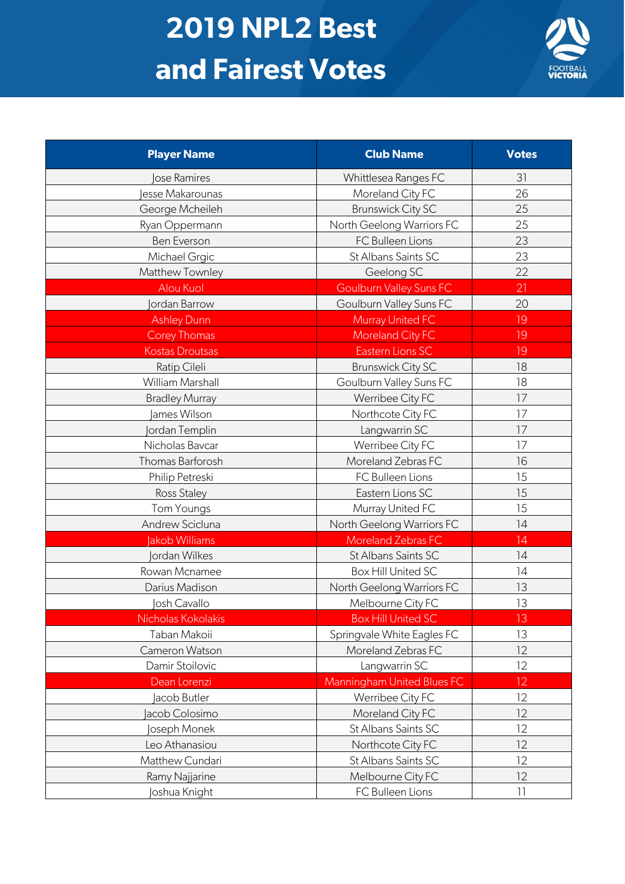# 2019 NPL2 Best and Fairest Votes

| Player Name | Club Name | Votes |
|---|---|---|
| Jose Ramires | Whittlesea Ranges FC | 31 |
| Jesse Makarounas | Moreland City FC | 26 |
| George Mcheileh | Brunswick City SC | 25 |
| Ryan Oppermann | North Geelong Warriors FC | 25 |
| Ben Everson | FC Bulleen Lions | 23 |
| Michael Grgic | St Albans Saints SC | 23 |
| Matthew Townley | Geelong SC | 22 |
| Alou Kuol | Goulburn Valley Suns FC | 21 |
| Jordan Barrow | Goulburn Valley Suns FC | 20 |
| Ashley Dunn | Murray United FC | 19 |
| Corey Thomas | Moreland City FC | 19 |
| Kostas Droutsas | Eastern Lions SC | 19 |
| Ratip Cileli | Brunswick City SC | 18 |
| William Marshall | Goulburn Valley Suns FC | 18 |
| Bradley Murray | Werribee City FC | 17 |
| James Wilson | Northcote City FC | 17 |
| Jordan Templin | Langwarrin SC | 17 |
| Nicholas Bavcar | Werribee City FC | 17 |
| Thomas Barforosh | Moreland Zebras FC | 16 |
| Philip Petreski | FC Bulleen Lions | 15 |
| Ross Staley | Eastern Lions SC | 15 |
| Tom Youngs | Murray United FC | 15 |
| Andrew Scicluna | North Geelong Warriors FC | 14 |
| Jakob Williams | Moreland Zebras FC | 14 |
| Jordan Wilkes | St Albans Saints SC | 14 |
| Rowan Mcnamee | Box Hill United SC | 14 |
| Darius Madison | North Geelong Warriors FC | 13 |
| Josh Cavallo | Melbourne City FC | 13 |
| Nicholas Kokolakis | Box Hill United SC | 13 |
| Taban Makoii | Springvale White Eagles FC | 13 |
| Cameron Watson | Moreland Zebras FC | 12 |
| Damir Stoilovic | Langwarrin SC | 12 |
| Dean Lorenzi | Manningham United Blues FC | 12 |
| Jacob Butler | Werribee City FC | 12 |
| Jacob Colosimo | Moreland City FC | 12 |
| Joseph Monek | St Albans Saints SC | 12 |
| Leo Athanasiou | Northcote City FC | 12 |
| Matthew Cundari | St Albans Saints SC | 12 |
| Ramy Najjarine | Melbourne City FC | 12 |
| Joshua Knight | FC Bulleen Lions | 11 |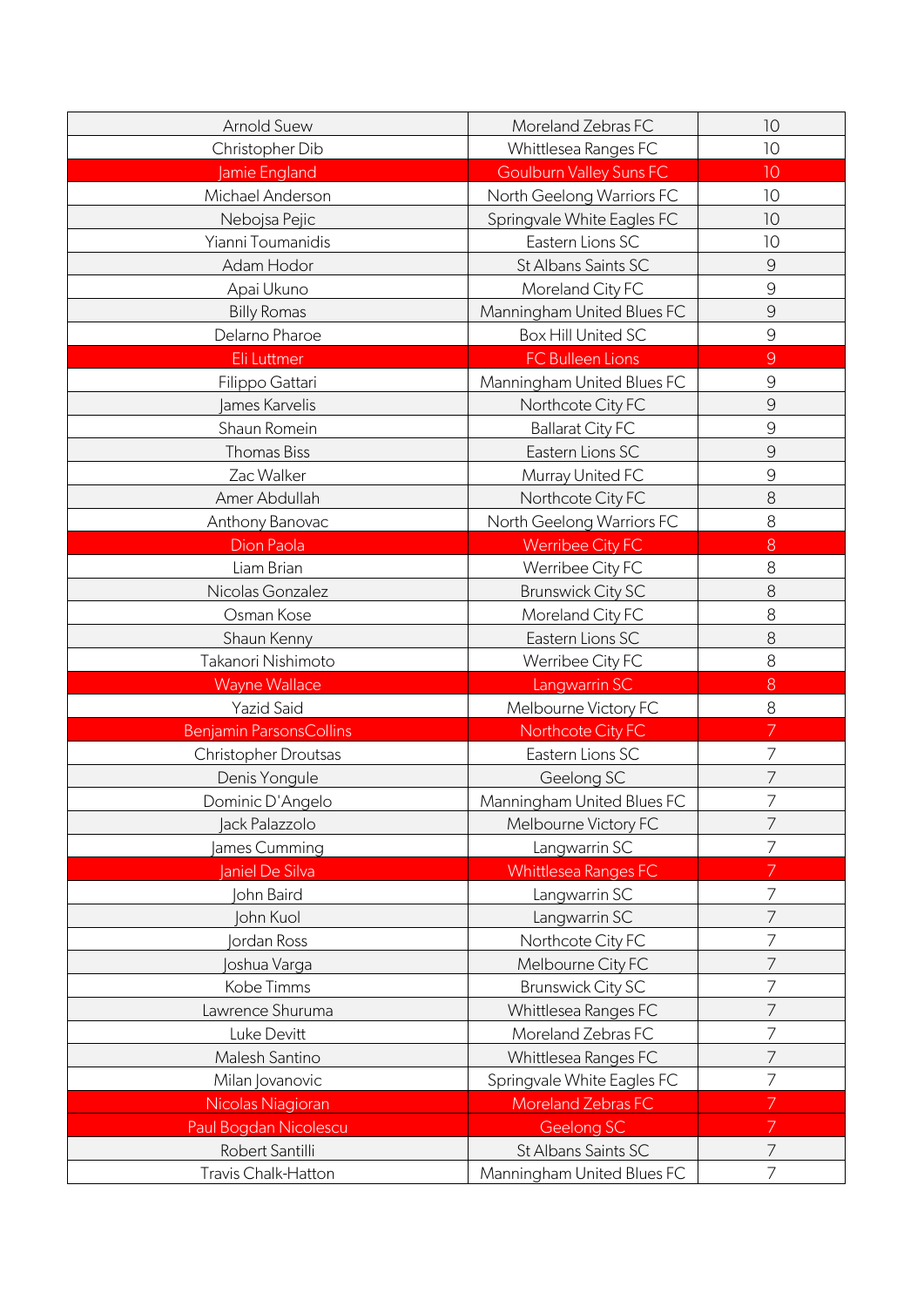| | | |
|---|---|---|
| Arnold Suew | Moreland Zebras FC | 10 |
| Christopher Dib | Whittlesea Ranges FC | 10 |
| Jamie England | Goulburn Valley Suns FC | 10 |
| Michael Anderson | North Geelong Warriors FC | 10 |
| Nebojsa Pejic | Springvale White Eagles FC | 10 |
| Yianni Toumanidis | Eastern Lions SC | 10 |
| Adam Hodor | St Albans Saints SC | 9 |
| Apai Ukuno | Moreland City FC | 9 |
| Billy Romas | Manningham United Blues FC | 9 |
| Delarno Pharoe | Box Hill United SC | 9 |
| Eli Luttmer | FC Bulleen Lions | 9 |
| Filippo Gattari | Manningham United Blues FC | 9 |
| James Karvelis | Northcote City FC | 9 |
| Shaun Romein | Ballarat City FC | 9 |
| Thomas Biss | Eastern Lions SC | 9 |
| Zac Walker | Murray United FC | 9 |
| Amer Abdullah | Northcote City FC | 8 |
| Anthony Banovac | North Geelong Warriors FC | 8 |
| Dion Paola | Werribee City FC | 8 |
| Liam Brian | Werribee City FC | 8 |
| Nicolas Gonzalez | Brunswick City SC | 8 |
| Osman Kose | Moreland City FC | 8 |
| Shaun Kenny | Eastern Lions SC | 8 |
| Takanori Nishimoto | Werribee City FC | 8 |
| Wayne Wallace | Langwarrin SC | 8 |
| Yazid Said | Melbourne Victory FC | 8 |
| Benjamin ParsonsCollins | Northcote City FC | 7 |
| Christopher Droutsas | Eastern Lions SC | 7 |
| Denis Yongule | Geelong SC | 7 |
| Dominic D'Angelo | Manningham United Blues FC | 7 |
| Jack Palazzolo | Melbourne Victory FC | 7 |
| James Cumming | Langwarrin SC | 7 |
| Janiel De Silva | Whittlesea Ranges FC | 7 |
| John Baird | Langwarrin SC | 7 |
| John Kuol | Langwarrin SC | 7 |
| Jordan Ross | Northcote City FC | 7 |
| Joshua Varga | Melbourne City FC | 7 |
| Kobe Timms | Brunswick City SC | 7 |
| Lawrence Shuruma | Whittlesea Ranges FC | 7 |
| Luke Devitt | Moreland Zebras FC | 7 |
| Malesh Santino | Whittlesea Ranges FC | 7 |
| Milan Jovanovic | Springvale White Eagles FC | 7 |
| Nicolas Niagioran | Moreland Zebras FC | 7 |
| Paul Bogdan Nicolescu | Geelong SC | 7 |
| Robert Santilli | St Albans Saints SC | 7 |
| Travis Chalk-Hatton | Manningham United Blues FC | 7 |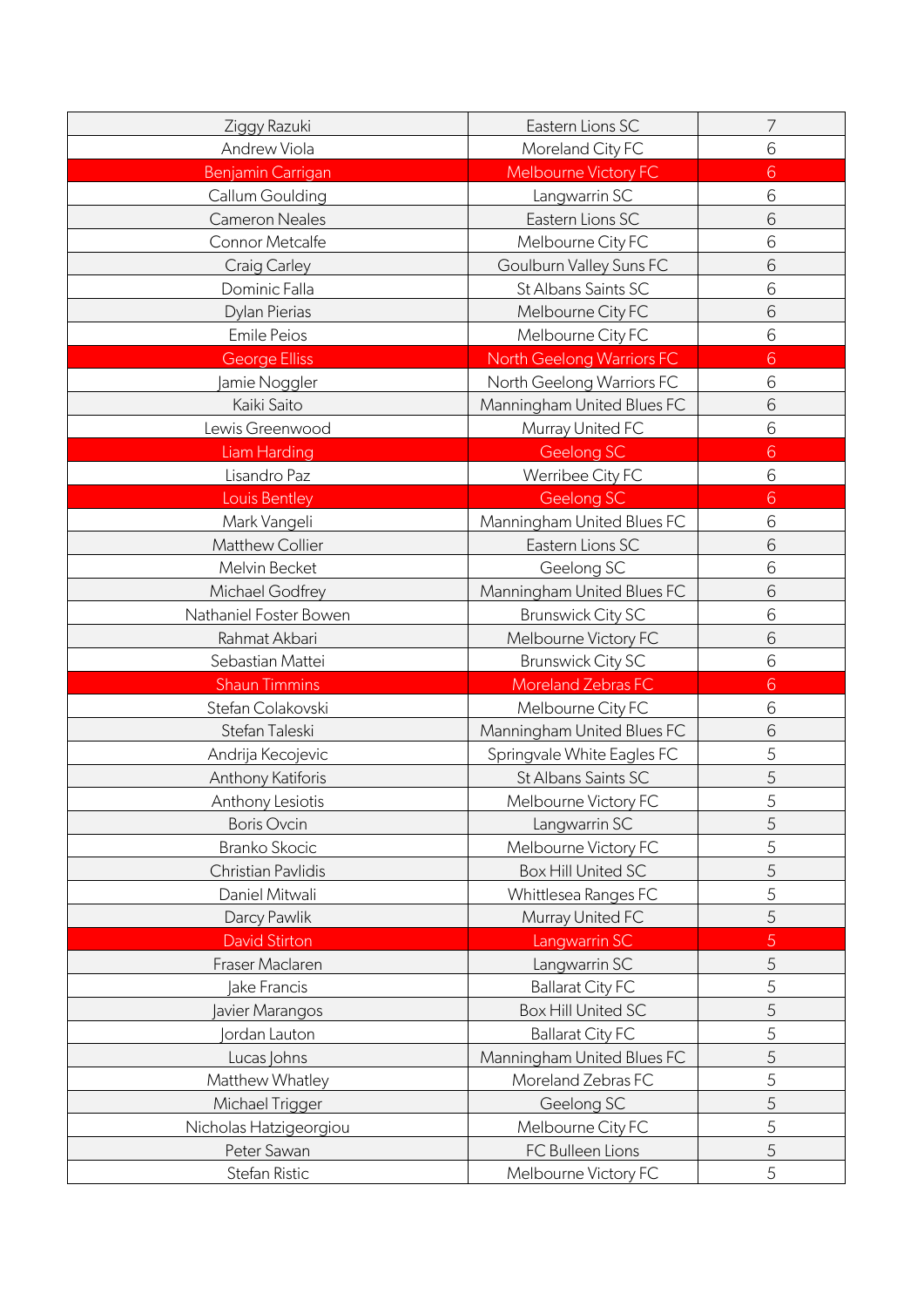| | | |
|---|---|---|
| Ziggy Razuki | Eastern Lions SC | 7 |
| Andrew Viola | Moreland City FC | 6 |
| Benjamin Carrigan | Melbourne Victory FC | 6 |
| Callum Goulding | Langwarrin SC | 6 |
| Cameron Neales | Eastern Lions SC | 6 |
| Connor Metcalfe | Melbourne City FC | 6 |
| Craig Carley | Goulburn Valley Suns FC | 6 |
| Dominic Falla | St Albans Saints SC | 6 |
| Dylan Pierias | Melbourne City FC | 6 |
| Emile Peios | Melbourne City FC | 6 |
| George Elliss | North Geelong Warriors FC | 6 |
| Jamie Noggler | North Geelong Warriors FC | 6 |
| Kaiki Saito | Manningham United Blues FC | 6 |
| Lewis Greenwood | Murray United FC | 6 |
| Liam Harding | Geelong SC | 6 |
| Lisandro Paz | Werribee City FC | 6 |
| Louis Bentley | Geelong SC | 6 |
| Mark Vangeli | Manningham United Blues FC | 6 |
| Matthew Collier | Eastern Lions SC | 6 |
| Melvin Becket | Geelong SC | 6 |
| Michael Godfrey | Manningham United Blues FC | 6 |
| Nathaniel Foster Bowen | Brunswick City SC | 6 |
| Rahmat Akbari | Melbourne Victory FC | 6 |
| Sebastian Mattei | Brunswick City SC | 6 |
| Shaun Timmins | Moreland Zebras FC | 6 |
| Stefan Colakovski | Melbourne City FC | 6 |
| Stefan Taleski | Manningham United Blues FC | 6 |
| Andrija Kecojevic | Springvale White Eagles FC | 5 |
| Anthony Katiforis | St Albans Saints SC | 5 |
| Anthony Lesiotis | Melbourne Victory FC | 5 |
| Boris Ovcin | Langwarrin SC | 5 |
| Branko Skocic | Melbourne Victory FC | 5 |
| Christian Pavlidis | Box Hill United SC | 5 |
| Daniel Mitwali | Whittlesea Ranges FC | 5 |
| Darcy Pawlik | Murray United FC | 5 |
| David Stirton | Langwarrin SC | 5 |
| Fraser Maclaren | Langwarrin SC | 5 |
| Jake Francis | Ballarat City FC | 5 |
| Javier Marangos | Box Hill United SC | 5 |
| Jordan Lauton | Ballarat City FC | 5 |
| Lucas Johns | Manningham United Blues FC | 5 |
| Matthew Whatley | Moreland Zebras FC | 5 |
| Michael Trigger | Geelong SC | 5 |
| Nicholas Hatzigeorgiou | Melbourne City FC | 5 |
| Peter Sawan | FC Bulleen Lions | 5 |
| Stefan Ristic | Melbourne Victory FC | 5 |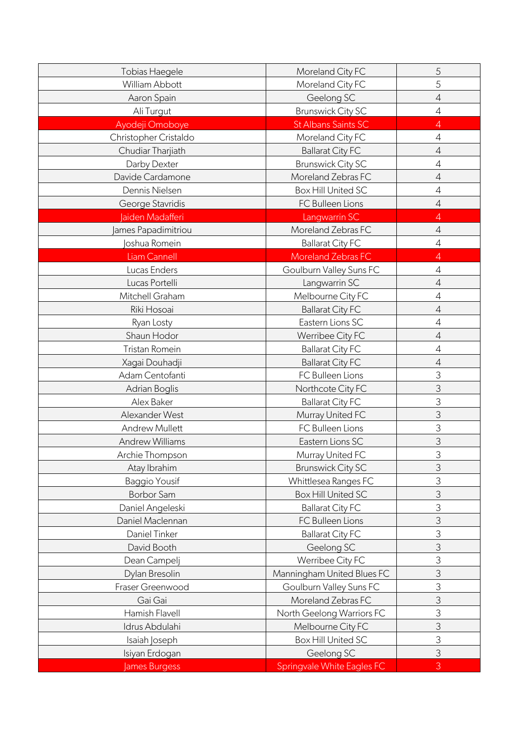| | | |
|---|---|---|
| Tobias Haegele | Moreland City FC | 5 |
| William Abbott | Moreland City FC | 5 |
| Aaron Spain | Geelong SC | 4 |
| Ali Turgut | Brunswick City SC | 4 |
| Ayodeji Omoboye | St Albans Saints SC | 4 |
| Christopher Cristaldo | Moreland City FC | 4 |
| Chudiar Tharjiath | Ballarat City FC | 4 |
| Darby Dexter | Brunswick City SC | 4 |
| Davide Cardamone | Moreland Zebras FC | 4 |
| Dennis Nielsen | Box Hill United SC | 4 |
| George Stavridis | FC Bulleen Lions | 4 |
| Jaiden Madafferi | Langwarrin SC | 4 |
| James Papadimitriou | Moreland Zebras FC | 4 |
| Joshua Romein | Ballarat City FC | 4 |
| Liam Cannell | Moreland Zebras FC | 4 |
| Lucas Enders | Goulburn Valley Suns FC | 4 |
| Lucas Portelli | Langwarrin SC | 4 |
| Mitchell Graham | Melbourne City FC | 4 |
| Riki Hosoai | Ballarat City FC | 4 |
| Ryan Losty | Eastern Lions SC | 4 |
| Shaun Hodor | Werribee City FC | 4 |
| Tristan Romein | Ballarat City FC | 4 |
| Xagai Douhadji | Ballarat City FC | 4 |
| Adam Centofanti | FC Bulleen Lions | 3 |
| Adrian Boglis | Northcote City FC | 3 |
| Alex Baker | Ballarat City FC | 3 |
| Alexander West | Murray United FC | 3 |
| Andrew Mullett | FC Bulleen Lions | 3 |
| Andrew Williams | Eastern Lions SC | 3 |
| Archie Thompson | Murray United FC | 3 |
| Atay Ibrahim | Brunswick City SC | 3 |
| Baggio Yousif | Whittlesea Ranges FC | 3 |
| Borbor Sam | Box Hill United SC | 3 |
| Daniel Angeleski | Ballarat City FC | 3 |
| Daniel Maclennan | FC Bulleen Lions | 3 |
| Daniel Tinker | Ballarat City FC | 3 |
| David Booth | Geelong SC | 3 |
| Dean Campelj | Werribee City FC | 3 |
| Dylan Bresolin | Manningham United Blues FC | 3 |
| Fraser Greenwood | Goulburn Valley Suns FC | 3 |
| Gai Gai | Moreland Zebras FC | 3 |
| Hamish Flavell | North Geelong Warriors FC | 3 |
| Idrus Abdulahi | Melbourne City FC | 3 |
| Isaiah Joseph | Box Hill United SC | 3 |
| Isiyan Erdogan | Geelong SC | 3 |
| James Burgess | Springvale White Eagles FC | 3 |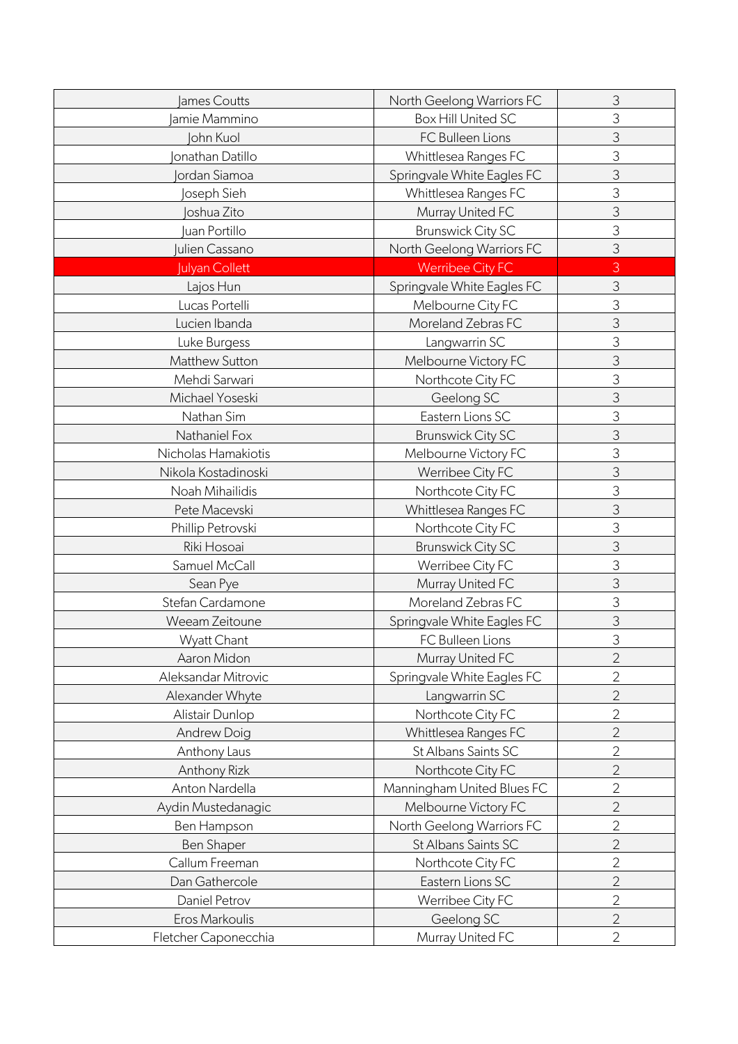| | | |
|---|---|---|
| James Coutts | North Geelong Warriors FC | 3 |
| Jamie Mammino | Box Hill United SC | 3 |
| John Kuol | FC Bulleen Lions | 3 |
| Jonathan Datillo | Whittlesea Ranges FC | 3 |
| Jordan Siamoa | Springvale White Eagles FC | 3 |
| Joseph Sieh | Whittlesea Ranges FC | 3 |
| Joshua Zito | Murray United FC | 3 |
| Juan Portillo | Brunswick City SC | 3 |
| Julien Cassano | North Geelong Warriors FC | 3 |
| Julyan Collett | Werribee City FC | 3 |
| Lajos Hun | Springvale White Eagles FC | 3 |
| Lucas Portelli | Melbourne City FC | 3 |
| Lucien Ibanda | Moreland Zebras FC | 3 |
| Luke Burgess | Langwarrin SC | 3 |
| Matthew Sutton | Melbourne Victory FC | 3 |
| Mehdi Sarwari | Northcote City FC | 3 |
| Michael Yoseski | Geelong SC | 3 |
| Nathan Sim | Eastern Lions SC | 3 |
| Nathaniel Fox | Brunswick City SC | 3 |
| Nicholas Hamakiotis | Melbourne Victory FC | 3 |
| Nikola Kostadinoski | Werribee City FC | 3 |
| Noah Mihailidis | Northcote City FC | 3 |
| Pete Macevski | Whittlesea Ranges FC | 3 |
| Phillip Petrovski | Northcote City FC | 3 |
| Riki Hosoai | Brunswick City SC | 3 |
| Samuel McCall | Werribee City FC | 3 |
| Sean Pye | Murray United FC | 3 |
| Stefan Cardamone | Moreland Zebras FC | 3 |
| Weeam Zeitoune | Springvale White Eagles FC | 3 |
| Wyatt Chant | FC Bulleen Lions | 3 |
| Aaron Midon | Murray United FC | 2 |
| Aleksandar Mitrovic | Springvale White Eagles FC | 2 |
| Alexander Whyte | Langwarrin SC | 2 |
| Alistair Dunlop | Northcote City FC | 2 |
| Andrew Doig | Whittlesea Ranges FC | 2 |
| Anthony Laus | St Albans Saints SC | 2 |
| Anthony Rizk | Northcote City FC | 2 |
| Anton Nardella | Manningham United Blues FC | 2 |
| Aydin Mustedanagic | Melbourne Victory FC | 2 |
| Ben Hampson | North Geelong Warriors FC | 2 |
| Ben Shaper | St Albans Saints SC | 2 |
| Callum Freeman | Northcote City FC | 2 |
| Dan Gathercole | Eastern Lions SC | 2 |
| Daniel Petrov | Werribee City FC | 2 |
| Eros Markoulis | Geelong SC | 2 |
| Fletcher Caponecchia | Murray United FC | 2 |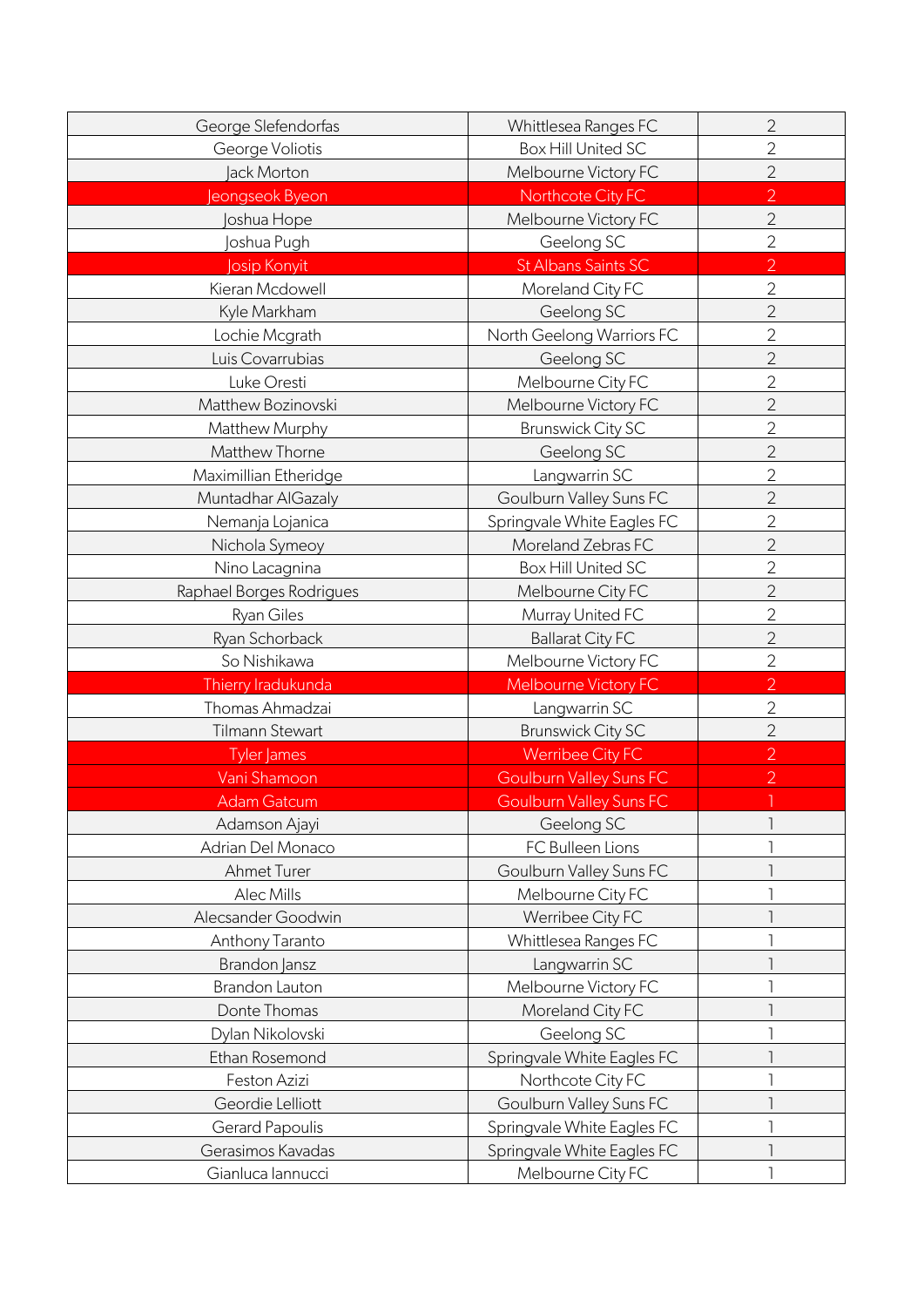| | | |
|---|---|---|
| George Slefendorfas | Whittlesea Ranges FC | 2 |
| George Voliotis | Box Hill United SC | 2 |
| Jack Morton | Melbourne Victory FC | 2 |
| Jeongseok Byeon | Northcote City FC | 2 |
| Joshua Hope | Melbourne Victory FC | 2 |
| Joshua Pugh | Geelong SC | 2 |
| Josip Konyit | St Albans Saints SC | 2 |
| Kieran Mcdowell | Moreland City FC | 2 |
| Kyle Markham | Geelong SC | 2 |
| Lochie Mcgrath | North Geelong Warriors FC | 2 |
| Luis Covarrubias | Geelong SC | 2 |
| Luke Oresti | Melbourne City FC | 2 |
| Matthew Bozinovski | Melbourne Victory FC | 2 |
| Matthew Murphy | Brunswick City SC | 2 |
| Matthew Thorne | Geelong SC | 2 |
| Maximillian Etheridge | Langwarrin SC | 2 |
| Muntadhar AlGazaly | Goulburn Valley Suns FC | 2 |
| Nemanja Lojanica | Springvale White Eagles FC | 2 |
| Nichola Symeoy | Moreland Zebras FC | 2 |
| Nino Lacagnina | Box Hill United SC | 2 |
| Raphael Borges Rodrigues | Melbourne City FC | 2 |
| Ryan Giles | Murray United FC | 2 |
| Ryan Schorback | Ballarat City FC | 2 |
| So Nishikawa | Melbourne Victory FC | 2 |
| Thierry Iradukunda | Melbourne Victory FC | 2 |
| Thomas Ahmadzai | Langwarrin SC | 2 |
| Tilmann Stewart | Brunswick City SC | 2 |
| Tyler James | Werribee City FC | 2 |
| Vani Shamoon | Goulburn Valley Suns FC | 2 |
| Adam Gatcum | Goulburn Valley Suns FC | 1 |
| Adamson Ajayi | Geelong SC | 1 |
| Adrian Del Monaco | FC Bulleen Lions | 1 |
| Ahmet Turer | Goulburn Valley Suns FC | 1 |
| Alec Mills | Melbourne City FC | 1 |
| Alecsander Goodwin | Werribee City FC | 1 |
| Anthony Taranto | Whittlesea Ranges FC | 1 |
| Brandon Jansz | Langwarrin SC | 1 |
| Brandon Lauton | Melbourne Victory FC | 1 |
| Donte Thomas | Moreland City FC | 1 |
| Dylan Nikolovski | Geelong SC | 1 |
| Ethan Rosemond | Springvale White Eagles FC | 1 |
| Feston Azizi | Northcote City FC | 1 |
| Geordie Lelliott | Goulburn Valley Suns FC | 1 |
| Gerard Papoulis | Springvale White Eagles FC | 1 |
| Gerasimos Kavadas | Springvale White Eagles FC | 1 |
| Gianluca Iannucci | Melbourne City FC | 1 |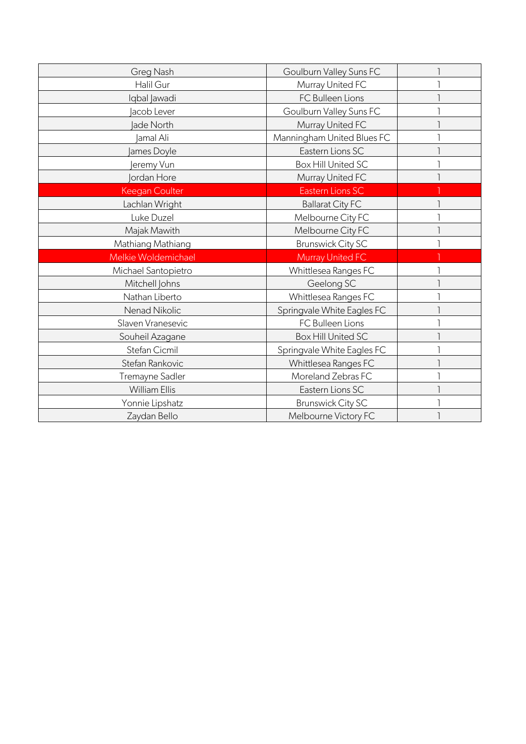| | | |
|---|---|---|
| Greg Nash | Goulburn Valley Suns FC | 1 |
| Halil Gur | Murray United FC | 1 |
| Iqbal Jawadi | FC Bulleen Lions | 1 |
| Jacob Lever | Goulburn Valley Suns FC | 1 |
| Jade North | Murray United FC | 1 |
| Jamal Ali | Manningham United Blues FC | 1 |
| James Doyle | Eastern Lions SC | 1 |
| Jeremy Vun | Box Hill United SC | 1 |
| Jordan Hore | Murray United FC | 1 |
| Keegan Coulter | Eastern Lions SC | 1 |
| Lachlan Wright | Ballarat City FC | 1 |
| Luke Duzel | Melbourne City FC | 1 |
| Majak Mawith | Melbourne City FC | 1 |
| Mathiang Mathiang | Brunswick City SC | 1 |
| Melkie Woldemichael | Murray United FC | 1 |
| Michael Santopietro | Whittlesea Ranges FC | 1 |
| Mitchell Johns | Geelong SC | 1 |
| Nathan Liberto | Whittlesea Ranges FC | 1 |
| Nenad Nikolic | Springvale White Eagles FC | 1 |
| Slaven Vranesevic | FC Bulleen Lions | 1 |
| Souheil Azagane | Box Hill United SC | 1 |
| Stefan Cicmil | Springvale White Eagles FC | 1 |
| Stefan Rankovic | Whittlesea Ranges FC | 1 |
| Tremayne Sadler | Moreland Zebras FC | 1 |
| William Ellis | Eastern Lions SC | 1 |
| Yonnie Lipshatz | Brunswick City SC | 1 |
| Zaydan Bello | Melbourne Victory FC | 1 |